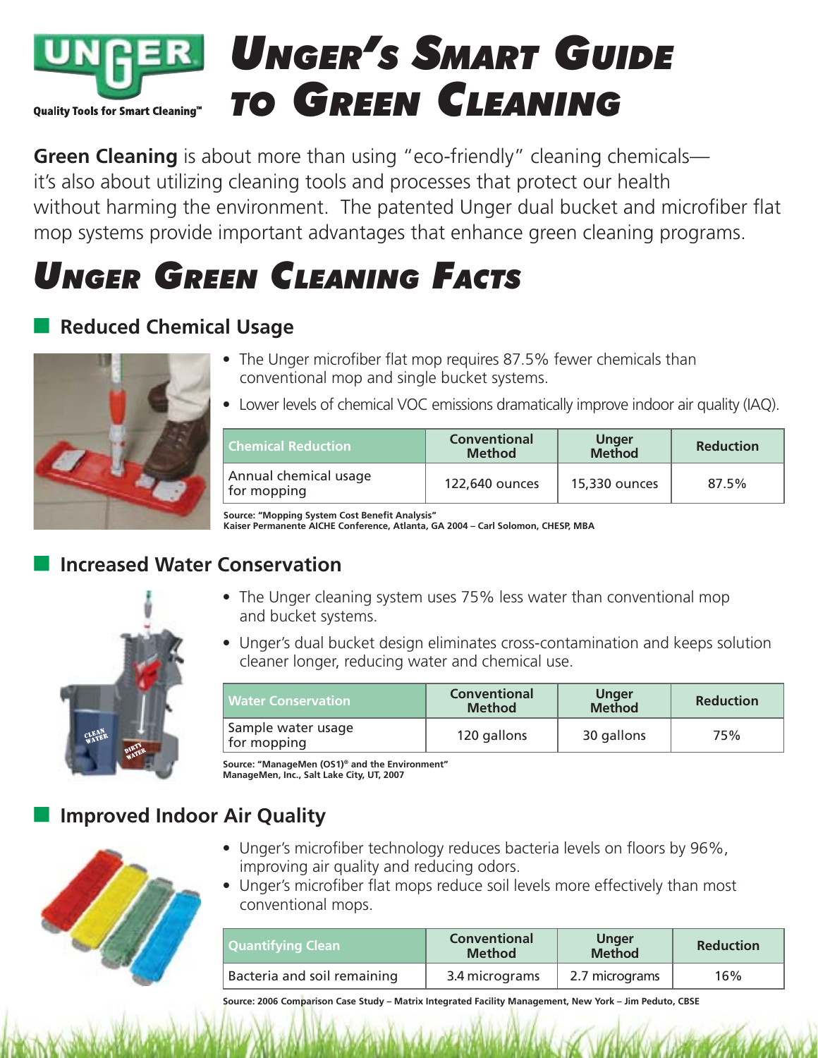UNGER

Quality Tools for Smart Cleaning™

# Unger's Smart Guide to Green Cleaning

**Green Cleaning** is about more than using "eco-friendly" cleaning chemicals—it's also about utilizing cleaning tools and processes that protect our health without harming the environment. The patented Unger dual bucket and microfiber flat mop systems provide important advantages that enhance green cleaning programs.

## Unger Green Cleaning Facts

### Reduced Chemical Usage

- The Unger microfiber flat mop requires 87.5% fewer chemicals than conventional mop and single bucket systems.
- Lower levels of chemical VOC emissions dramatically improve indoor air quality (IAQ).

| Chemical Reduction | Conventional Method | Unger Method | Reduction |
|---|---|---|---|
| Annual chemical usage for mopping | 122,640 ounces | 15,330 ounces | 87.5% |

**Source: "Mopping System Cost Benefit Analysis"**
**Kaiser Permanente AICHE Conference, Atlanta, GA 2004 – Carl Solomon, CHESP, MBA**

### Increased Water Conservation

- The Unger cleaning system uses 75% less water than conventional mop and bucket systems.
- Unger's dual bucket design eliminates cross-contamination and keeps solution cleaner longer, reducing water and chemical use.

| Water Conservation | Conventional Method | Unger Method | Reduction |
|---|---|---|---|
| Sample water usage for mopping | 120 gallons | 30 gallons | 75% |

**Source: "ManageMen (OS1)® and the Environment"**
**ManageMen, Inc., Salt Lake City, UT, 2007**

### Improved Indoor Air Quality

- Unger's microfiber technology reduces bacteria levels on floors by 96%, improving air quality and reducing odors.
- Unger's microfiber flat mops reduce soil levels more effectively than most conventional mops.

| Quantifying Clean | Conventional Method | Unger Method | Reduction |
|---|---|---|---|
| Bacteria and soil remaining | 3.4 micrograms | 2.7 micrograms | 16% |

**Source: 2006 Comparison Case Study – Matrix Integrated Facility Management, New York – Jim Peduto, CBSE**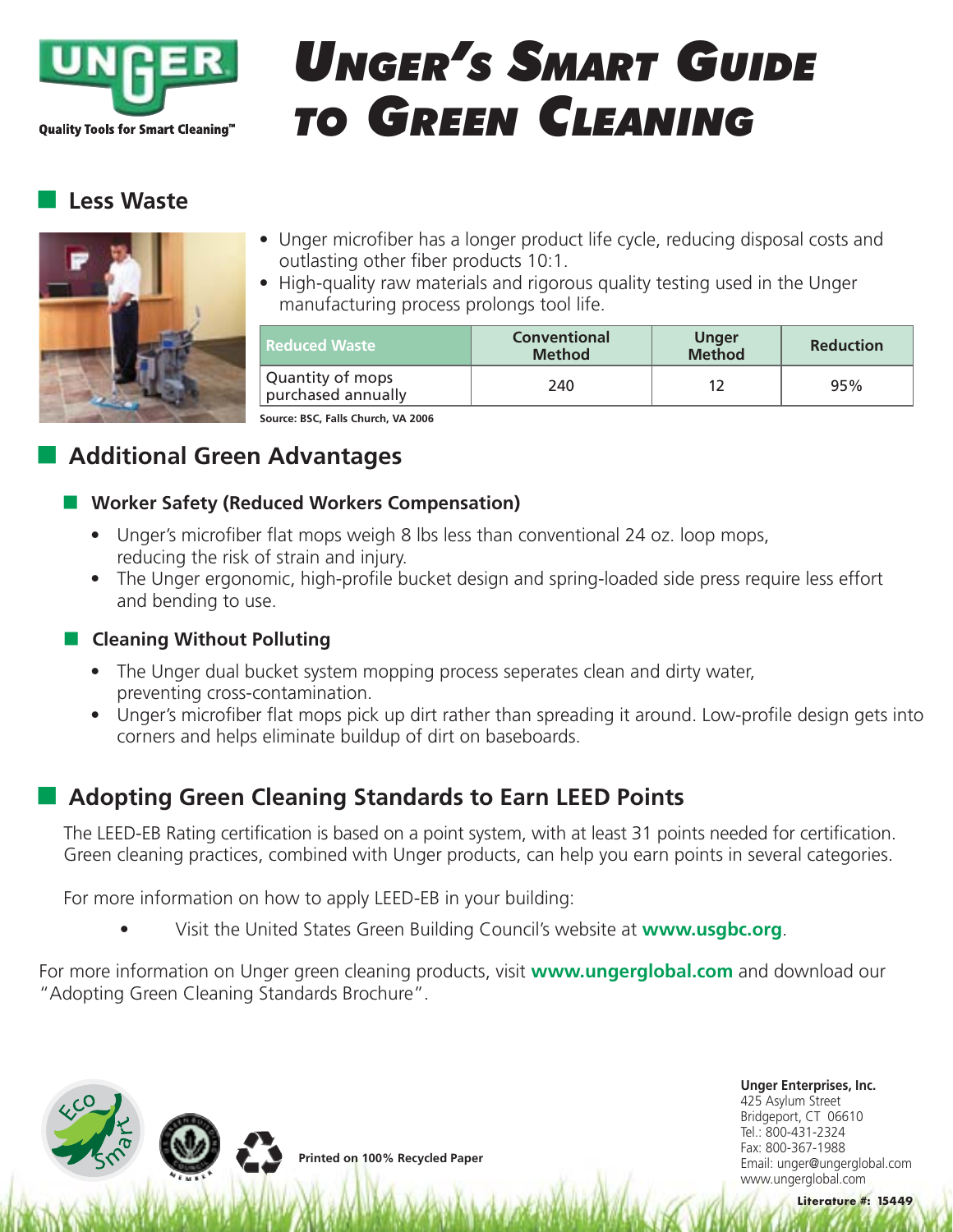# Unger's Smart Guide to Green Cleaning

Quality Tools for Smart Cleaning™

## Less Waste

- Unger microfiber has a longer product life cycle, reducing disposal costs and outlasting other fiber products 10:1.
- High-quality raw materials and rigorous quality testing used in the Unger manufacturing process prolongs tool life.

| Reduced Waste | Conventional Method | Unger Method | Reduction |
|---|---|---|---|
| Quantity of mops purchased annually | 240 | 12 | 95% |

**Source: BSC, Falls Church, VA 2006**

## Additional Green Advantages

### Worker Safety (Reduced Workers Compensation)

- Unger's microfiber flat mops weigh 8 lbs less than conventional 24 oz. loop mops, reducing the risk of strain and injury.
- The Unger ergonomic, high-profile bucket design and spring-loaded side press require less effort and bending to use.

### Cleaning Without Polluting

- The Unger dual bucket system mopping process seperates clean and dirty water, preventing cross-contamination.
- Unger's microfiber flat mops pick up dirt rather than spreading it around. Low-profile design gets into corners and helps eliminate buildup of dirt on baseboards.

## Adopting Green Cleaning Standards to Earn LEED Points

The LEED-EB Rating certification is based on a point system, with at least 31 points needed for certification. Green cleaning practices, combined with Unger products, can help you earn points in several categories.

For more information on how to apply LEED-EB in your building:

- Visit the United States Green Building Council's website at **www.usgbc.org**.

For more information on Unger green cleaning products, visit **www.ungerglobal.com** and download our "Adopting Green Cleaning Standards Brochure".

**Printed on 100% Recycled Paper**

**Unger Enterprises, Inc.**
425 Asylum Street
Bridgeport, CT 06610
Tel.: 800-431-2324
Fax: 800-367-1988
Email: unger@ungerglobal.com
www.ungerglobal.com

**Literature #: 15449**